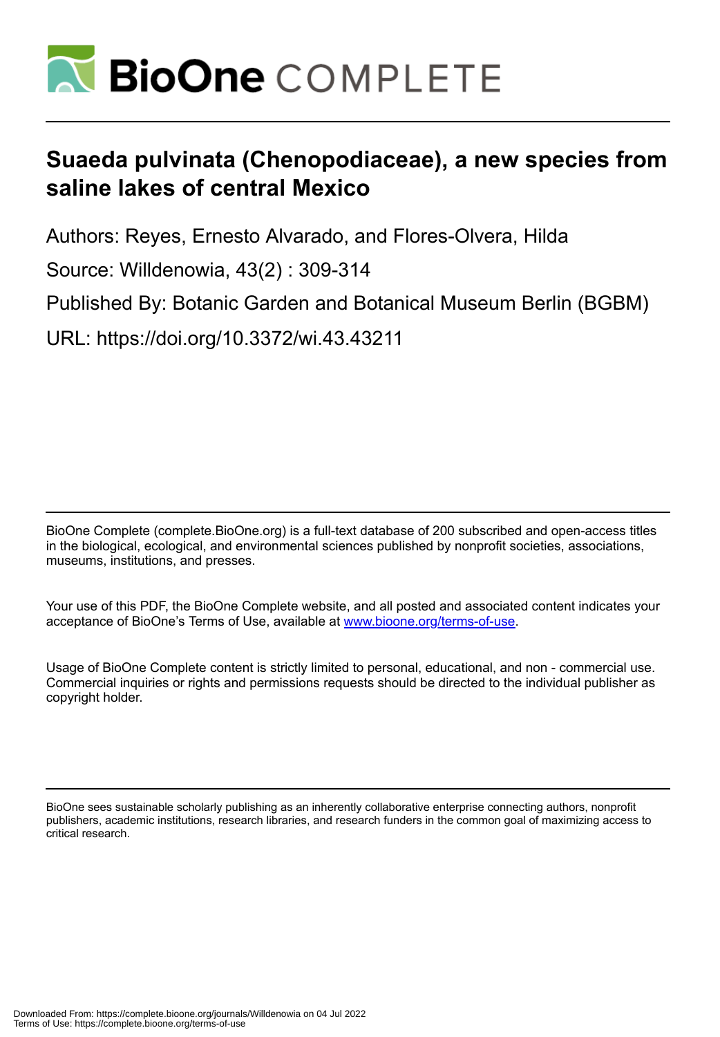# Suaeda pulvinata (Chenopodiaceae), a new species from saline lakes of central Mexico

Authors: Reyes, Ernesto Alvarado, and Flores-Olvera, Hilda

Source: Willdenowia, 43(2) : 309-314

Published By: Botanic Garden and Botanical Museum Berlin (BGBM)

URL: https://doi.org/10.3372/wi.43.43211

---

BioOne Complete (complete.BioOne.org) is a full-text database of 200 subscribed and open-access titles in the biological, ecological, and environmental sciences published by nonprofit societies, associations, museums, institutions, and presses.

Your use of this PDF, the BioOne Complete website, and all posted and associated content indicates your acceptance of BioOne's Terms of Use, available at www.bioone.org/terms-of-use.

Usage of BioOne Complete content is strictly limited to personal, educational, and non - commercial use. Commercial inquiries or rights and permissions requests should be directed to the individual publisher as copyright holder.

---

BioOne sees sustainable scholarly publishing as an inherently collaborative enterprise connecting authors, nonprofit publishers, academic institutions, research libraries, and research funders in the common goal of maximizing access to critical research.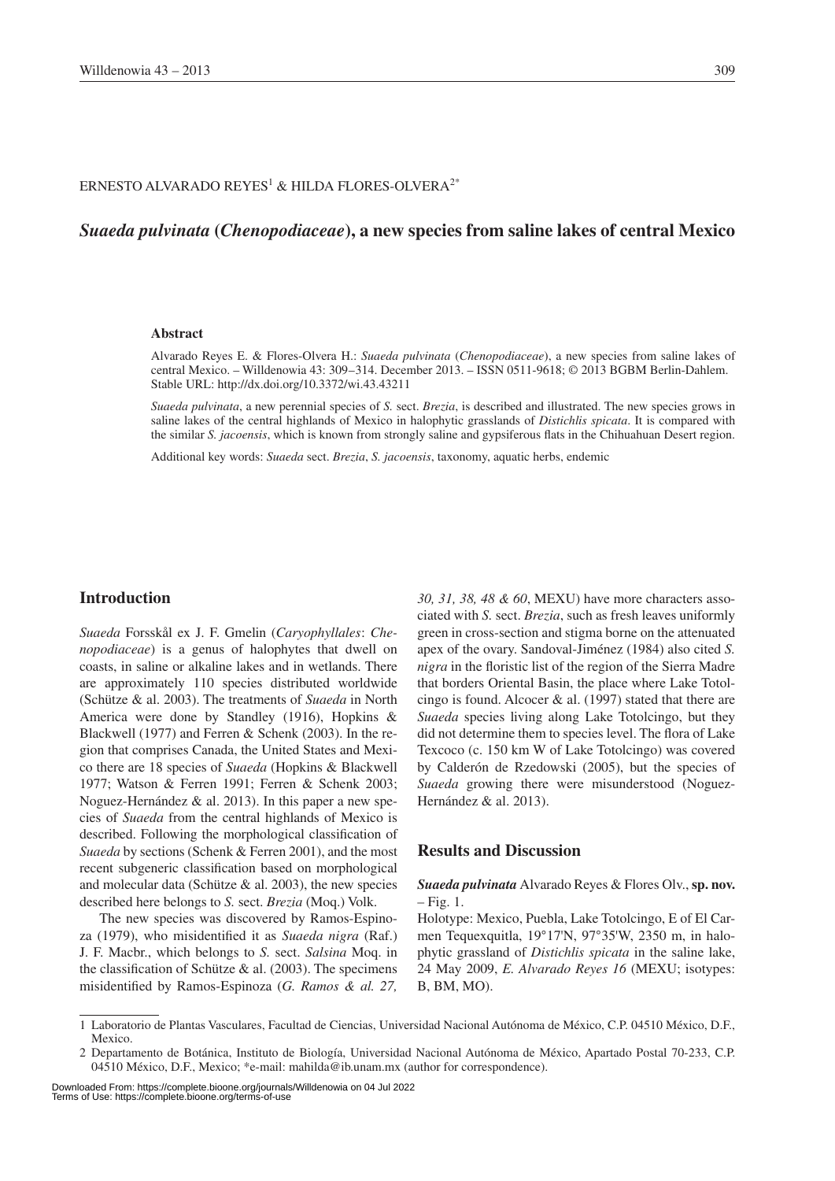ERNESTO ALVARADO REYES[1] & HILDA FLORES-OLVERA[2*]

# *Suaeda pulvinata* (*Chenopodiaceae*), a new species from saline lakes of central Mexico

### Abstract

Alvarado Reyes E. & Flores-Olvera H.: *Suaeda pulvinata* (*Chenopodiaceae*), a new species from saline lakes of central Mexico. – Willdenowia 43: 309–314. December 2013. – ISSN 0511-9618; © 2013 BGBM Berlin-Dahlem. Stable URL: http://dx.doi.org/10.3372/wi.43.43211

*Suaeda pulvinata*, a new perennial species of *S.* sect. *Brezia*, is described and illustrated. The new species grows in saline lakes of the central highlands of Mexico in halophytic grasslands of *Distichlis spicata*. It is compared with the similar *S. jacoensis*, which is known from strongly saline and gypsiferous flats in the Chihuahuan Desert region.

Additional key words: *Suaeda* sect. *Brezia*, *S. jacoensis*, taxonomy, aquatic herbs, endemic

## Introduction

*Suaeda* Forsskål ex J. F. Gmelin (*Caryophyllales*: *Chenopodiaceae*) is a genus of halophytes that dwell on coasts, in saline or alkaline lakes and in wetlands. There are approximately 110 species distributed worldwide (Schütze & al. 2003). The treatments of *Suaeda* in North America were done by Standley (1916), Hopkins & Blackwell (1977) and Ferren & Schenk (2003). In the region that comprises Canada, the United States and Mexico there are 18 species of *Suaeda* (Hopkins & Blackwell 1977; Watson & Ferren 1991; Ferren & Schenk 2003; Noguez-Hernández & al. 2013). In this paper a new species of *Suaeda* from the central highlands of Mexico is described. Following the morphological classification of *Suaeda* by sections (Schenk & Ferren 2001), and the most recent subgeneric classification based on morphological and molecular data (Schütze & al. 2003), the new species described here belongs to *S.* sect. *Brezia* (Moq.) Volk.

The new species was discovered by Ramos-Espinoza (1979), who misidentified it as *Suaeda nigra* (Raf.) J. F. Macbr., which belongs to *S.* sect. *Salsina* Moq. in the classification of Schütze & al. (2003). The specimens misidentified by Ramos-Espinoza (*G. Ramos & al. 27, 30, 31, 38, 48 & 60*, MEXU) have more characters associated with *S.* sect. *Brezia*, such as fresh leaves uniformly green in cross-section and stigma borne on the attenuated apex of the ovary. Sandoval-Jiménez (1984) also cited *S. nigra* in the floristic list of the region of the Sierra Madre that borders Oriental Basin, the place where Lake Totolcingo is found. Alcocer & al. (1997) stated that there are *Suaeda* species living along Lake Totolcingo, but they did not determine them to species level. The flora of Lake Texcoco (c. 150 km W of Lake Totolcingo) was covered by Calderón de Rzedowski (2005), but the species of *Suaeda* growing there were misunderstood (Noguez-Hernández & al. 2013).

## Results and Discussion

***Suaeda pulvinata*** Alvarado Reyes & Flores Olv., **sp. nov.** – Fig. 1.

Holotype: Mexico, Puebla, Lake Totolcingo, E of El Carmen Tequexquitla, 19°17'N, 97°35'W, 2350 m, in halophytic grassland of *Distichlis spicata* in the saline lake, 24 May 2009, *E. Alvarado Reyes 16* (MEXU; isotypes: B, BM, MO).

---

1 Laboratorio de Plantas Vasculares, Facultad de Ciencias, Universidad Nacional Autónoma de México, C.P. 04510 México, D.F., Mexico.

2 Departamento de Botánica, Instituto de Biología, Universidad Nacional Autónoma de México, Apartado Postal 70-233, C.P. 04510 México, D.F., Mexico; *e-mail: mahilda@ib.unam.mx (author for correspondence).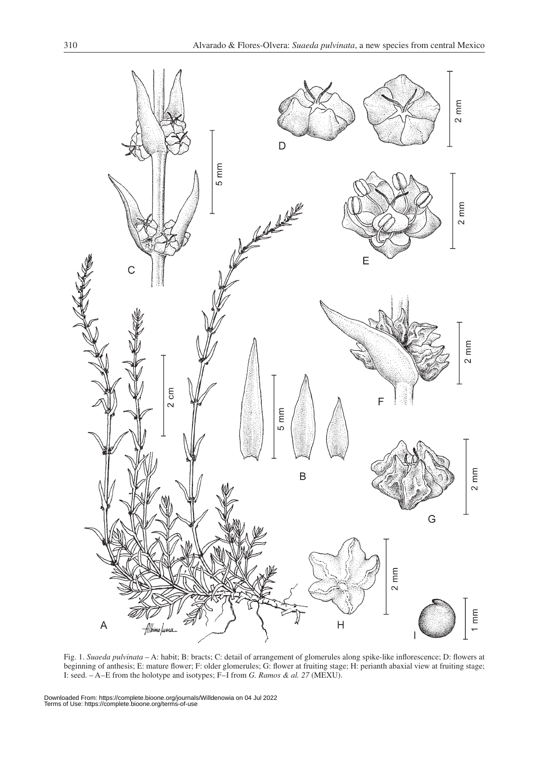Fig. 1. *Suaeda pulvinata* – A: habit; B: bracts; C: detail of arrangement of glomerules along spike-like inflorescence; D: flowers at beginning of anthesis; E: mature flower; F: older glomerules; G: flower at fruiting stage; H: perianth abaxial view at fruiting stage; I: seed. – A–E from the holotype and isotypes; F–I from *G. Ramos & al. 27* (MEXU).

Downloaded From: https://complete.bioone.org/journals/Willdenowia on 04 Jul 2022
Terms of Use: https://complete.bioone.org/terms-of-use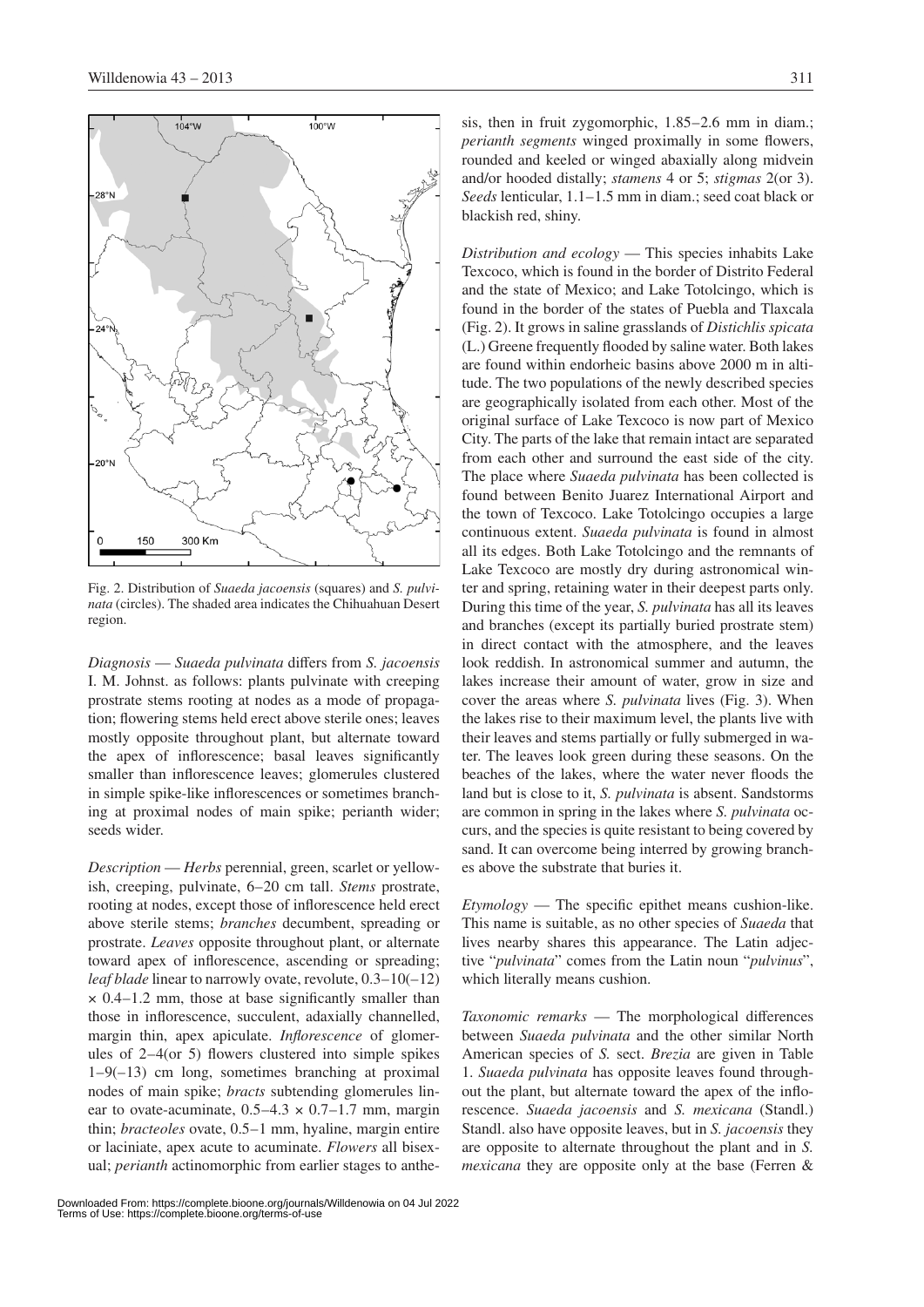Fig. 2. Distribution of *Suaeda jacoensis* (squares) and *S. pulvinata* (circles). The shaded area indicates the Chihuahuan Desert region.

*Diagnosis* — *Suaeda pulvinata* differs from *S. jacoensis* I. M. Johnst. as follows: plants pulvinate with creeping prostrate stems rooting at nodes as a mode of propagation; flowering stems held erect above sterile ones; leaves mostly opposite throughout plant, but alternate toward the apex of inflorescence; basal leaves significantly smaller than inflorescence leaves; glomerules clustered in simple spike-like inflorescences or sometimes branching at proximal nodes of main spike; perianth wider; seeds wider.

*Description* — *Herbs* perennial, green, scarlet or yellowish, creeping, pulvinate, 6–20 cm tall. *Stems* prostrate, rooting at nodes, except those of inflorescence held erect above sterile stems; *branches* decumbent, spreading or prostrate. *Leaves* opposite throughout plant, or alternate toward apex of inflorescence, ascending or spreading; *leaf blade* linear to narrowly ovate, revolute, 0.3–10(–12) × 0.4–1.2 mm, those at base significantly smaller than those in inflorescence, succulent, adaxially channelled, margin thin, apex apiculate. *Inflorescence* of glomerules of 2–4(or 5) flowers clustered into simple spikes 1–9(–13) cm long, sometimes branching at proximal nodes of main spike; *bracts* subtending glomerules linear to ovate-acuminate, 0.5–4.3 × 0.7–1.7 mm, margin thin; *bracteoles* ovate, 0.5–1 mm, hyaline, margin entire or laciniate, apex acute to acuminate. *Flowers* all bisexual; *perianth* actinomorphic from earlier stages to anthesis, then in fruit zygomorphic, 1.85–2.6 mm in diam.; *perianth segments* winged proximally in some flowers, rounded and keeled or winged abaxially along midvein and/or hooded distally; *stamens* 4 or 5; *stigmas* 2(or 3). *Seeds* lenticular, 1.1–1.5 mm in diam.; seed coat black or blackish red, shiny.

*Distribution and ecology* — This species inhabits Lake Texcoco, which is found in the border of Distrito Federal and the state of Mexico; and Lake Totolcingo, which is found in the border of the states of Puebla and Tlaxcala (Fig. 2). It grows in saline grasslands of *Distichlis spicata* (L.) Greene frequently flooded by saline water. Both lakes are found within endorheic basins above 2000 m in altitude. The two populations of the newly described species are geographically isolated from each other. Most of the original surface of Lake Texcoco is now part of Mexico City. The parts of the lake that remain intact are separated from each other and surround the east side of the city. The place where *Suaeda pulvinata* has been collected is found between Benito Juarez International Airport and the town of Texcoco. Lake Totolcingo occupies a large continuous extent. *Suaeda pulvinata* is found in almost all its edges. Both Lake Totolcingo and the remnants of Lake Texcoco are mostly dry during astronomical winter and spring, retaining water in their deepest parts only. During this time of the year, *S. pulvinata* has all its leaves and branches (except its partially buried prostrate stem) in direct contact with the atmosphere, and the leaves look reddish. In astronomical summer and autumn, the lakes increase their amount of water, grow in size and cover the areas where *S. pulvinata* lives (Fig. 3). When the lakes rise to their maximum level, the plants live with their leaves and stems partially or fully submerged in water. The leaves look green during these seasons. On the beaches of the lakes, where the water never floods the land but is close to it, *S. pulvinata* is absent. Sandstorms are common in spring in the lakes where *S. pulvinata* occurs, and the species is quite resistant to being covered by sand. It can overcome being interred by growing branches above the substrate that buries it.

*Etymology* — The specific epithet means cushion-like. This name is suitable, as no other species of *Suaeda* that lives nearby shares this appearance. The Latin adjective "*pulvinata*" comes from the Latin noun "*pulvinus*", which literally means cushion.

*Taxonomic remarks* — The morphological differences between *Suaeda pulvinata* and the other similar North American species of *S.* sect. *Brezia* are given in Table 1. *Suaeda pulvinata* has opposite leaves found throughout the plant, but alternate toward the apex of the inflorescence. *Suaeda jacoensis* and *S. mexicana* (Standl.) Standl. also have opposite leaves, but in *S. jacoensis* they are opposite to alternate throughout the plant and in *S. mexicana* they are opposite only at the base (Ferren &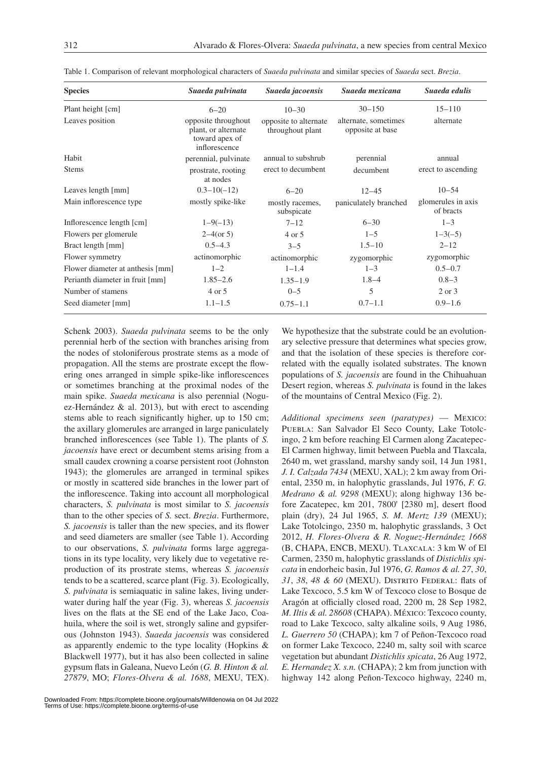Table 1. Comparison of relevant morphological characters of *Suaeda pulvinata* and similar species of *Suaeda* sect. *Brezia*.

| Species | *Suaeda pulvinata* | *Suaeda jacoensis* | *Suaeda mexicana* | *Suaeda edulis* |
|---|---|---|---|---|
| Plant height [cm] | 6–20 | 10–30 | 30–150 | 15–110 |
| Leaves position | opposite throughout plant, or alternate toward apex of inflorescence | opposite to alternate throughout plant | alternate, sometimes opposite at base | alternate |
| Habit | perennial, pulvinate | annual to subshrub | perennial | annual |
| Stems | prostrate, rooting at nodes | erect to decumbent | decumbent | erect to ascending |
| Leaves length [mm] | 0.3–10(–12) | 6–20 | 12–45 | 10–54 |
| Main inflorescence type | mostly spike-like | mostly racemes, subspicate | paniculately branched | glomerules in axis of bracts |
| Inflorescence length [cm] | 1–9(–13) | 7–12 | 6–30 | 1–3 |
| Flowers per glomerule | 2–4(or 5) | 4 or 5 | 1–5 | 1–3(–5) |
| Bract length [mm] | 0.5–4.3 | 3–5 | 1.5–10 | 2–12 |
| Flower symmetry | actinomorphic | actinomorphic | zygomorphic | zygomorphic |
| Flower diameter at anthesis [mm] | 1–2 | 1–1.4 | 1–3 | 0.5–0.7 |
| Perianth diameter in fruit [mm] | 1.85–2.6 | 1.35–1.9 | 1.8–4 | 0.8–3 |
| Number of stamens | 4 or 5 | 0–5 | 5 | 2 or 3 |
| Seed diameter [mm] | 1.1–1.5 | 0.75–1.1 | 0.7–1.1 | 0.9–1.6 |

Schenk 2003). *Suaeda pulvinata* seems to be the only perennial herb of the section with branches arising from the nodes of stoloniferous prostrate stems as a mode of propagation. All the stems are prostrate except the flowering ones arranged in simple spike-like inflorescences or sometimes branching at the proximal nodes of the main spike. *Suaeda mexicana* is also perennial (Noguez-Hernández & al. 2013), but with erect to ascending stems able to reach significantly higher, up to 150 cm; the axillary glomerules are arranged in large paniculately branched inflorescences (see Table 1). The plants of *S. jacoensis* have erect or decumbent stems arising from a small caudex crowning a coarse persistent root (Johnston 1943); the glomerules are arranged in terminal spikes or mostly in scattered side branches in the lower part of the inflorescence. Taking into account all morphological characters, *S. pulvinata* is most similar to *S. jacoensis* than to the other species of *S.* sect. *Brezia*. Furthermore, *S. jacoensis* is taller than the new species, and its flower and seed diameters are smaller (see Table 1). According to our observations, *S. pulvinata* forms large aggregations in its type locality, very likely due to vegetative reproduction of its prostrate stems, whereas *S. jacoensis* tends to be a scattered, scarce plant (Fig. 3). Ecologically, *S. pulvinata* is semiaquatic in saline lakes, living underwater during half the year (Fig. 3), whereas *S. jacoensis* lives on the flats at the SE end of the Lake Jaco, Coahuila, where the soil is wet, strongly saline and gypsiferous (Johnston 1943). *Suaeda jacoensis* was considered as apparently endemic to the type locality (Hopkins & Blackwell 1977), but it has also been collected in saline gypsum flats in Galeana, Nuevo León (*G. B. Hinton & al. 27879*, MO; *Flores-Olvera & al. 1688*, MEXU, TEX). We hypothesize that the substrate could be an evolutionary selective pressure that determines what species grow, and that the isolation of these species is therefore correlated with the equally isolated substrates. The known populations of *S. jacoensis* are found in the Chihuahuan Desert region, whereas *S. pulvinata* is found in the lakes of the mountains of Central Mexico (Fig. 2).

*Additional specimens seen (paratypes)* — Mexico: Puebla: San Salvador El Seco County, Lake Totolcingo, 2 km before reaching El Carmen along Zacatepec-El Carmen highway, limit between Puebla and Tlaxcala, 2640 m, wet grassland, marshy sandy soil, 14 Jun 1981, *J. I. Calzada 7434* (MEXU, XAL); 2 km away from Oriental, 2350 m, in halophytic grasslands, Jul 1976, *F. G. Medrano & al. 9298* (MEXU); along highway 136 before Zacatepec, km 201, 7800' [2380 m], desert flood plain (dry), 24 Jul 1965, *S. M. Mertz 139* (MEXU); Lake Totolcingo, 2350 m, halophytic grasslands, 3 Oct 2012, *H. Flores-Olvera & R. Noguez-Hernández 1668* (B, CHAPA, ENCB, MEXU). Tlaxcala: 3 km W of El Carmen, 2350 m, halophytic grasslands of *Distichlis spicata* in endorheic basin, Jul 1976, *G. Ramos & al. 27*, *30*, *31*, *38*, *48 & 60* (MEXU). Distrito Federal: flats of Lake Texcoco, 5.5 km W of Texcoco close to Bosque de Aragón at officially closed road, 2200 m, 28 Sep 1982, *M. Iltis & al. 28608* (CHAPA). México: Texcoco county, road to Lake Texcoco, salty alkaline soils, 9 Aug 1986, *L. Guerrero 50* (CHAPA); km 7 of Peñon-Texcoco road on former Lake Texcoco, 2240 m, salty soil with scarce vegetation but abundant *Distichlis spicata*, 26 Aug 1972, *E. Hernandez X. s.n.* (CHAPA); 2 km from junction with highway 142 along Peñon-Texcoco highway, 2240 m,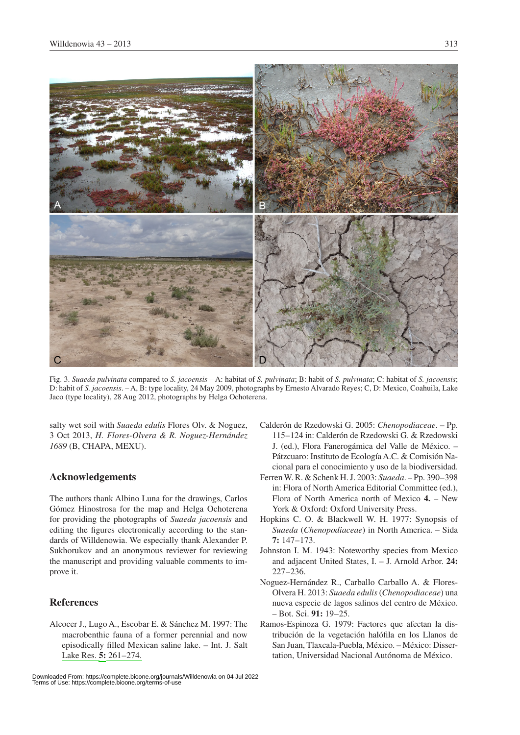Fig. 3. *Suaeda pulvinata* compared to *S. jacoensis* – A: habitat of *S. pulvinata*; B: habit of *S. pulvinata*; C: habitat of *S. jacoensis*; D: habit of *S. jacoensis*. – A, B: type locality, 24 May 2009, photographs by Ernesto Alvarado Reyes; C, D: Mexico, Coahuila, Lake Jaco (type locality), 28 Aug 2012, photographs by Helga Ochoterena.

salty wet soil with *Suaeda edulis* Flores Olv. & Noguez, 3 Oct 2013, *H. Flores-Olvera & R. Noguez-Hernández 1689* (B, CHAPA, MEXU).

## Acknowledgements

The authors thank Albino Luna for the drawings, Carlos Gómez Hinostrosa for the map and Helga Ochoterena for providing the photographs of *Suaeda jacoensis* and editing the figures electronically according to the standards of Willdenowia. We especially thank Alexander P. Sukhorukov and an anonymous reviewer for reviewing the manuscript and providing valuable comments to improve it.

## References

Alcocer J., Lugo A., Escobar E. & Sánchez M. 1997: The macrobenthic fauna of a former perennial and now episodically filled Mexican saline lake. – Int. J. Salt Lake Res. **5:** 261–274.

Calderón de Rzedowski G. 2005: *Chenopodiaceae*. – Pp. 115–124 in: Calderón de Rzedowski G. & Rzedowski J. (ed.), Flora Fanerogámica del Valle de México. – Pátzcuaro: Instituto de Ecología A.C. & Comisión Nacional para el conocimiento y uso de la biodiversidad.

Ferren W. R. & Schenk H. J. 2003: *Suaeda*. – Pp. 390–398 in: Flora of North America Editorial Committee (ed.), Flora of North America north of Mexico **4.** – New York & Oxford: Oxford University Press.

Hopkins C. O. & Blackwell W. H. 1977: Synopsis of *Suaeda* (*Chenopodiaceae*) in North America. – Sida **7:** 147–173.

Johnston I. M. 1943: Noteworthy species from Mexico and adjacent United States, I. – J. Arnold Arbor. **24:** 227–236.

Noguez-Hernández R., Carballo Carballo A. & Flores-Olvera H. 2013: *Suaeda edulis* (*Chenopodiaceae*) una nueva especie de lagos salinos del centro de México. – Bot. Sci. **91:** 19–25.

Ramos-Espinoza G. 1979: Factores que afectan la distribución de la vegetación halófila en los Llanos de San Juan, Tlaxcala-Puebla, México. – México: Dissertation, Universidad Nacional Autónoma de México.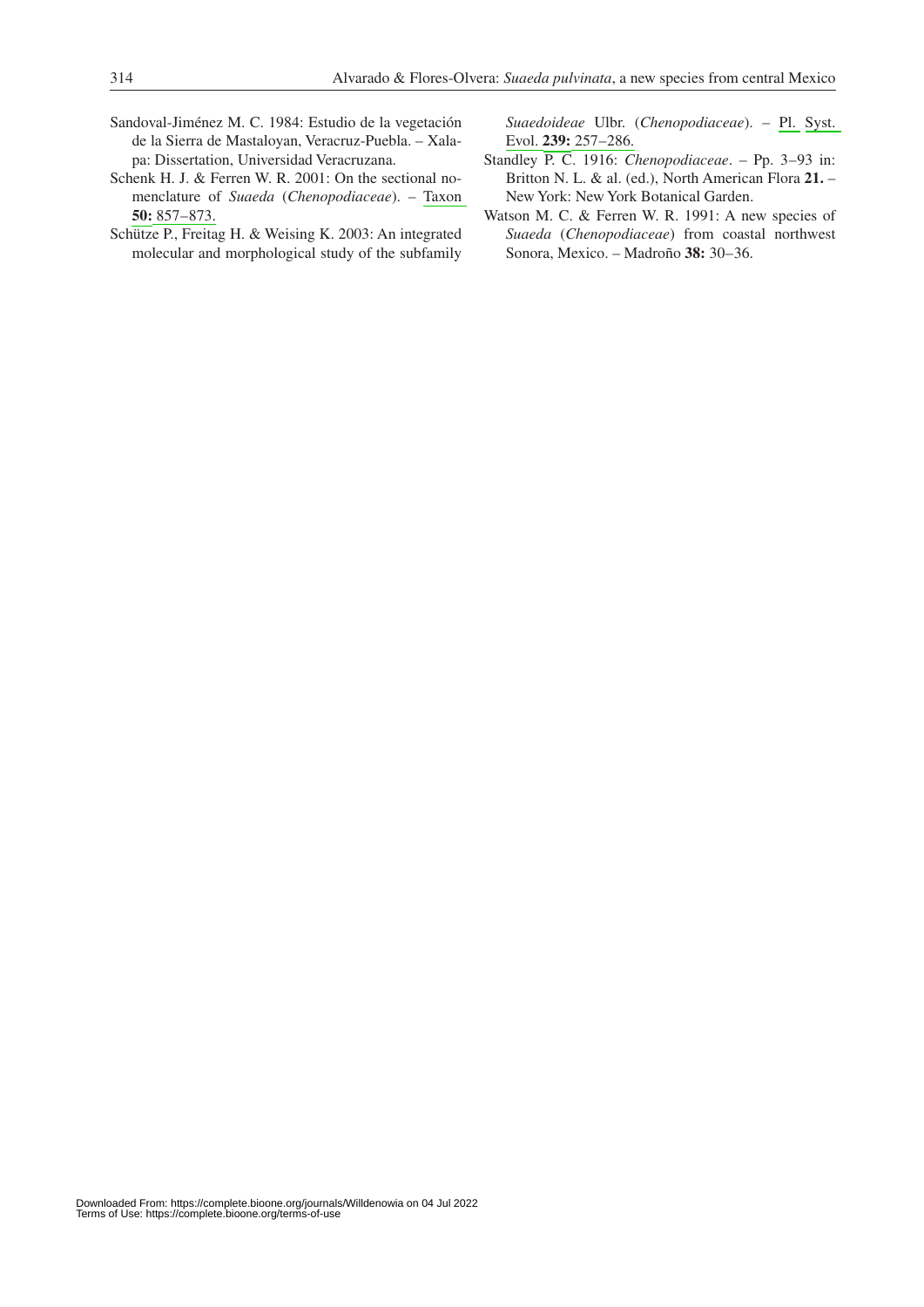Sandoval-Jiménez M. C. 1984: Estudio de la vegetación de la Sierra de Mastaloyan, Veracruz-Puebla. – Xalapa: Dissertation, Universidad Veracruzana.

Schenk H. J. & Ferren W. R. 2001: On the sectional nomenclature of *Suaeda* (*Chenopodiaceae*). – Taxon **50:** 857–873.

Schütze P., Freitag H. & Weising K. 2003: An integrated molecular and morphological study of the subfamily *Suaedoideae* Ulbr. (*Chenopodiaceae*). – Pl. Syst. Evol. **239:** 257–286.

Standley P. C. 1916: *Chenopodiaceae*. – Pp. 3–93 in: Britton N. L. & al. (ed.), North American Flora **21.** – New York: New York Botanical Garden.

Watson M. C. & Ferren W. R. 1991: A new species of *Suaeda* (*Chenopodiaceae*) from coastal northwest Sonora, Mexico. – Madroño **38:** 30–36.